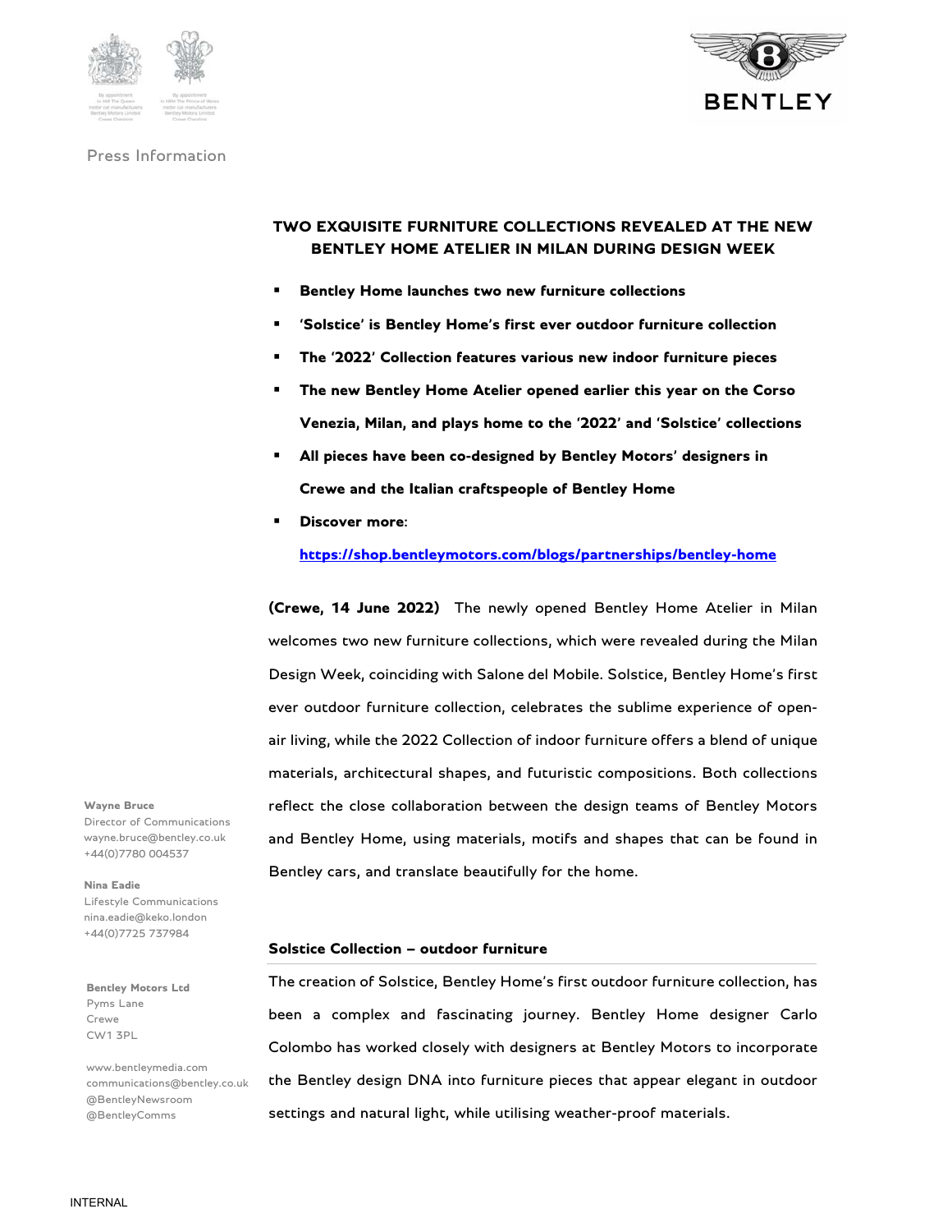Press Information

# TWO EXQUISITE FURNITURE COLLECTIONS REVEALED AT THE NEW BENTLEY HOME ATELIER IN MILAN DURING DESIGN WEEK

- **Bentley Home launches two new furniture collections**
- **'Solstice' is Bentley Home's first ever outdoor furniture collection**
- **The '2022' Collection features various new indoor furniture pieces**
- **The new Bentley Home Atelier opened earlier this year on the Corso Venezia, Milan, and plays home to the '2022' and 'Solstice' collections**
- **All pieces have been co-designed by Bentley Motors' designers in Crewe and the Italian craftspeople of Bentley Home**
- **Discover more**:

  **https://shop.bentleymotors.com/blogs/partnerships/bentley-home**

**(Crewe, 14 June 2022)** The newly opened Bentley Home Atelier in Milan welcomes two new furniture collections, which were revealed during the Milan Design Week, coinciding with Salone del Mobile. Solstice, Bentley Home's first ever outdoor furniture collection, celebrates the sublime experience of open-air living, while the 2022 Collection of indoor furniture offers a blend of unique materials, architectural shapes, and futuristic compositions. Both collections reflect the close collaboration between the design teams of Bentley Motors and Bentley Home, using materials, motifs and shapes that can be found in Bentley cars, and translate beautifully for the home.

## Solstice Collection – outdoor furniture

The creation of Solstice, Bentley Home's first outdoor furniture collection, has been a complex and fascinating journey. Bentley Home designer Carlo Colombo has worked closely with designers at Bentley Motors to incorporate the Bentley design DNA into furniture pieces that appear elegant in outdoor settings and natural light, while utilising weather-proof materials.

**Wayne Bruce**
Director of Communications
wayne.bruce@bentley.co.uk
+44(0)7780 004537

**Nina Eadie**
Lifestyle Communications
nina.eadie@keko.london
+44(0)7725 737984

**Bentley Motors Ltd**
Pyms Lane
Crewe
CW1 3PL

www.bentleymedia.com
communications@bentley.co.uk
@BentleyNewsroom
@BentleyComms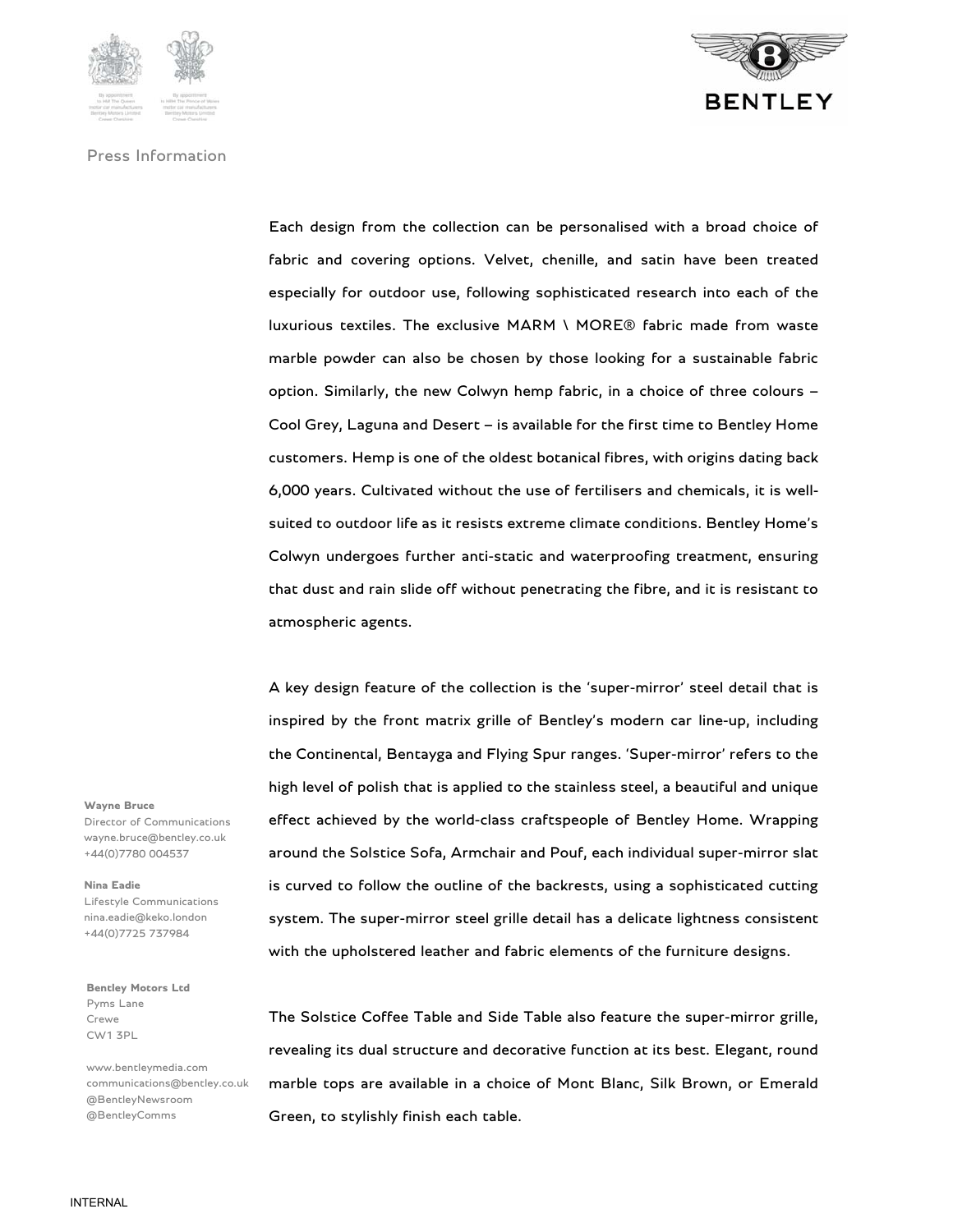Press Information

Each design from the collection can be personalised with a broad choice of fabric and covering options. Velvet, chenille, and satin have been treated especially for outdoor use, following sophisticated research into each of the luxurious textiles. The exclusive MARM \ MORE® fabric made from waste marble powder can also be chosen by those looking for a sustainable fabric option. Similarly, the new Colwyn hemp fabric, in a choice of three colours – Cool Grey, Laguna and Desert – is available for the first time to Bentley Home customers. Hemp is one of the oldest botanical fibres, with origins dating back 6,000 years. Cultivated without the use of fertilisers and chemicals, it is well-suited to outdoor life as it resists extreme climate conditions. Bentley Home's Colwyn undergoes further anti-static and waterproofing treatment, ensuring that dust and rain slide off without penetrating the fibre, and it is resistant to atmospheric agents.

A key design feature of the collection is the 'super-mirror' steel detail that is inspired by the front matrix grille of Bentley's modern car line-up, including the Continental, Bentayga and Flying Spur ranges. 'Super-mirror' refers to the high level of polish that is applied to the stainless steel, a beautiful and unique effect achieved by the world-class craftspeople of Bentley Home. Wrapping around the Solstice Sofa, Armchair and Pouf, each individual super-mirror slat is curved to follow the outline of the backrests, using a sophisticated cutting system. The super-mirror steel grille detail has a delicate lightness consistent with the upholstered leather and fabric elements of the furniture designs.

The Solstice Coffee Table and Side Table also feature the super-mirror grille, revealing its dual structure and decorative function at its best. Elegant, round marble tops are available in a choice of Mont Blanc, Silk Brown, or Emerald Green, to stylishly finish each table.

**Wayne Bruce**
Director of Communications
wayne.bruce@bentley.co.uk
+44(0)7780 004537

**Nina Eadie**
Lifestyle Communications
nina.eadie@keko.london
+44(0)7725 737984

**Bentley Motors Ltd**
Pyms Lane
Crewe
CW1 3PL

www.bentleymedia.com
communications@bentley.co.uk
@BentleyNewsroom
@BentleyComms

INTERNAL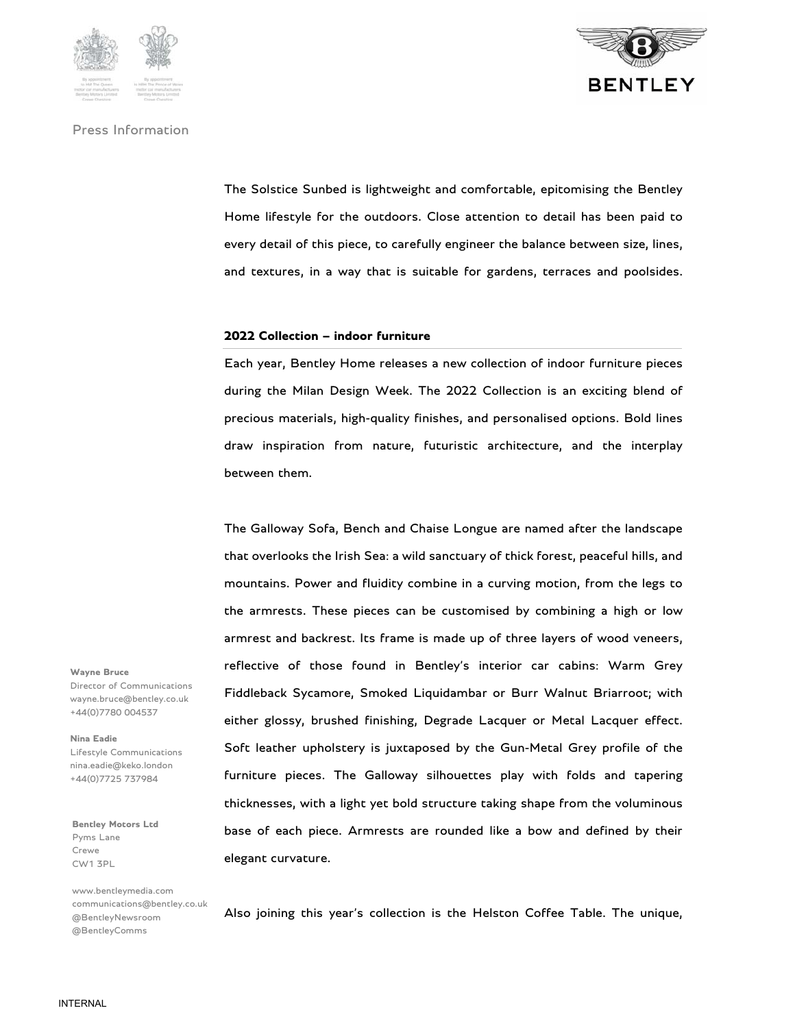The Solstice Sunbed is lightweight and comfortable, epitomising the Bentley Home lifestyle for the outdoors. Close attention to detail has been paid to every detail of this piece, to carefully engineer the balance between size, lines, and textures, in a way that is suitable for gardens, terraces and poolsides.

**2022 Collection – indoor furniture**

Each year, Bentley Home releases a new collection of indoor furniture pieces during the Milan Design Week. The 2022 Collection is an exciting blend of precious materials, high-quality finishes, and personalised options. Bold lines draw inspiration from nature, futuristic architecture, and the interplay between them.

The Galloway Sofa, Bench and Chaise Longue are named after the landscape that overlooks the Irish Sea: a wild sanctuary of thick forest, peaceful hills, and mountains. Power and fluidity combine in a curving motion, from the legs to the armrests. These pieces can be customised by combining a high or low armrest and backrest. Its frame is made up of three layers of wood veneers, reflective of those found in Bentley's interior car cabins: Warm Grey Fiddleback Sycamore, Smoked Liquidambar or Burr Walnut Briarroot; with either glossy, brushed finishing, Degrade Lacquer or Metal Lacquer effect. Soft leather upholstery is juxtaposed by the Gun-Metal Grey profile of the furniture pieces. The Galloway silhouettes play with folds and tapering thicknesses, with a light yet bold structure taking shape from the voluminous base of each piece. Armrests are rounded like a bow and defined by their elegant curvature.

Also joining this year's collection is the Helston Coffee Table. The unique,

**Wayne Bruce**
Director of Communications
wayne.bruce@bentley.co.uk
+44(0)7780 004537

**Nina Eadie**
Lifestyle Communications
nina.eadie@keko.london
+44(0)7725 737984

**Bentley Motors Ltd**
Pyms Lane
Crewe
CW1 3PL

www.bentleymedia.com
communications@bentley.co.uk
@BentleyNewsroom
@BentleyComms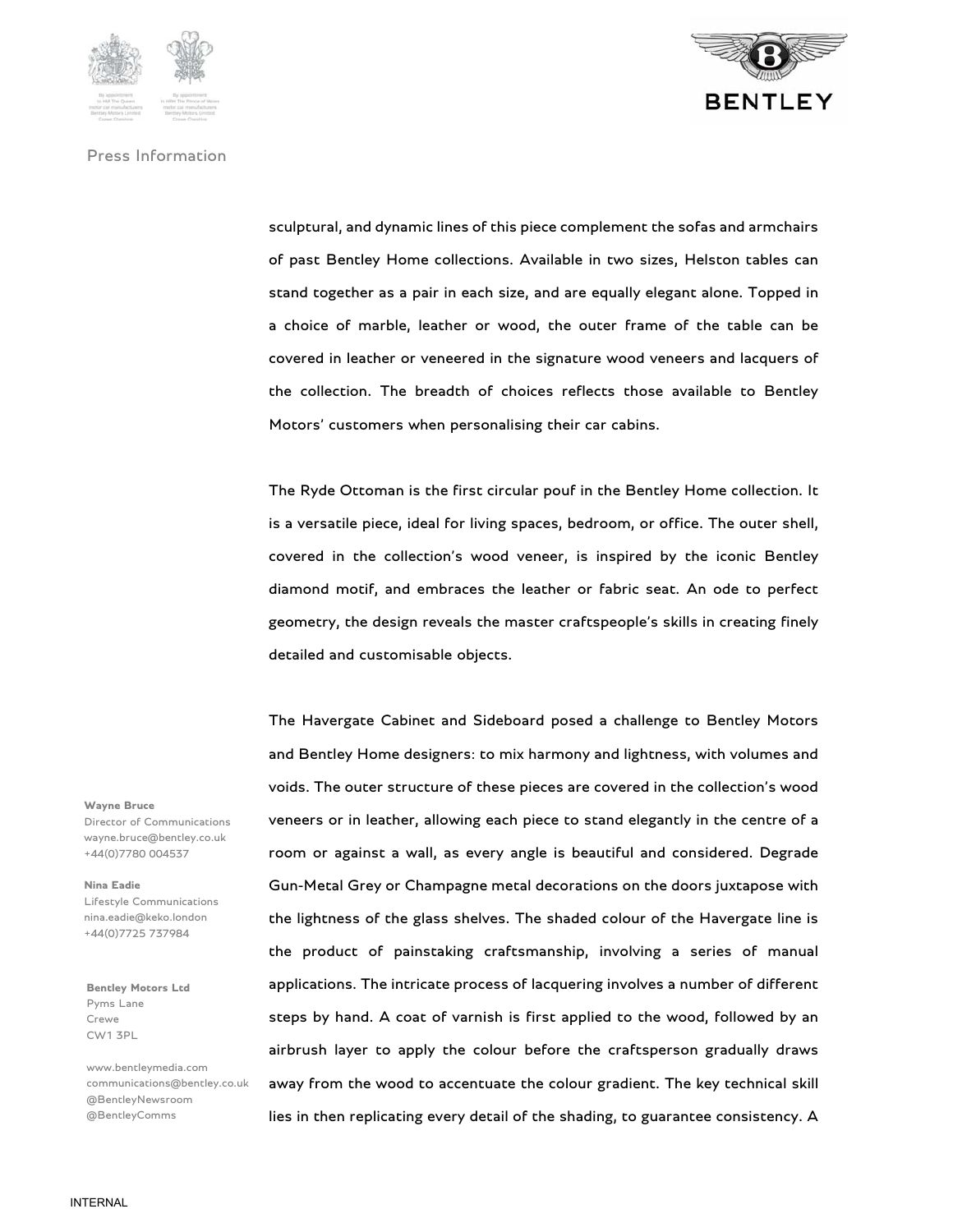sculptural, and dynamic lines of this piece complement the sofas and armchairs of past Bentley Home collections. Available in two sizes, Helston tables can stand together as a pair in each size, and are equally elegant alone. Topped in a choice of marble, leather or wood, the outer frame of the table can be covered in leather or veneered in the signature wood veneers and lacquers of the collection. The breadth of choices reflects those available to Bentley Motors' customers when personalising their car cabins.

The Ryde Ottoman is the first circular pouf in the Bentley Home collection. It is a versatile piece, ideal for living spaces, bedroom, or office. The outer shell, covered in the collection's wood veneer, is inspired by the iconic Bentley diamond motif, and embraces the leather or fabric seat. An ode to perfect geometry, the design reveals the master craftspeople's skills in creating finely detailed and customisable objects.

The Havergate Cabinet and Sideboard posed a challenge to Bentley Motors and Bentley Home designers: to mix harmony and lightness, with volumes and voids. The outer structure of these pieces are covered in the collection's wood veneers or in leather, allowing each piece to stand elegantly in the centre of a room or against a wall, as every angle is beautiful and considered. Degrade Gun-Metal Grey or Champagne metal decorations on the doors juxtapose with the lightness of the glass shelves. The shaded colour of the Havergate line is the product of painstaking craftsmanship, involving a series of manual applications. The intricate process of lacquering involves a number of different steps by hand. A coat of varnish is first applied to the wood, followed by an airbrush layer to apply the colour before the craftsperson gradually draws away from the wood to accentuate the colour gradient. The key technical skill lies in then replicating every detail of the shading, to guarantee consistency. A

**Wayne Bruce**
Director of Communications
wayne.bruce@bentley.co.uk
+44(0)7780 004537

**Nina Eadie**
Lifestyle Communications
nina.eadie@keko.london
+44(0)7725 737984

**Bentley Motors Ltd**
Pyms Lane
Crewe
CW1 3PL

www.bentleymedia.com
communications@bentley.co.uk
@BentleyNewsroom
@BentleyComms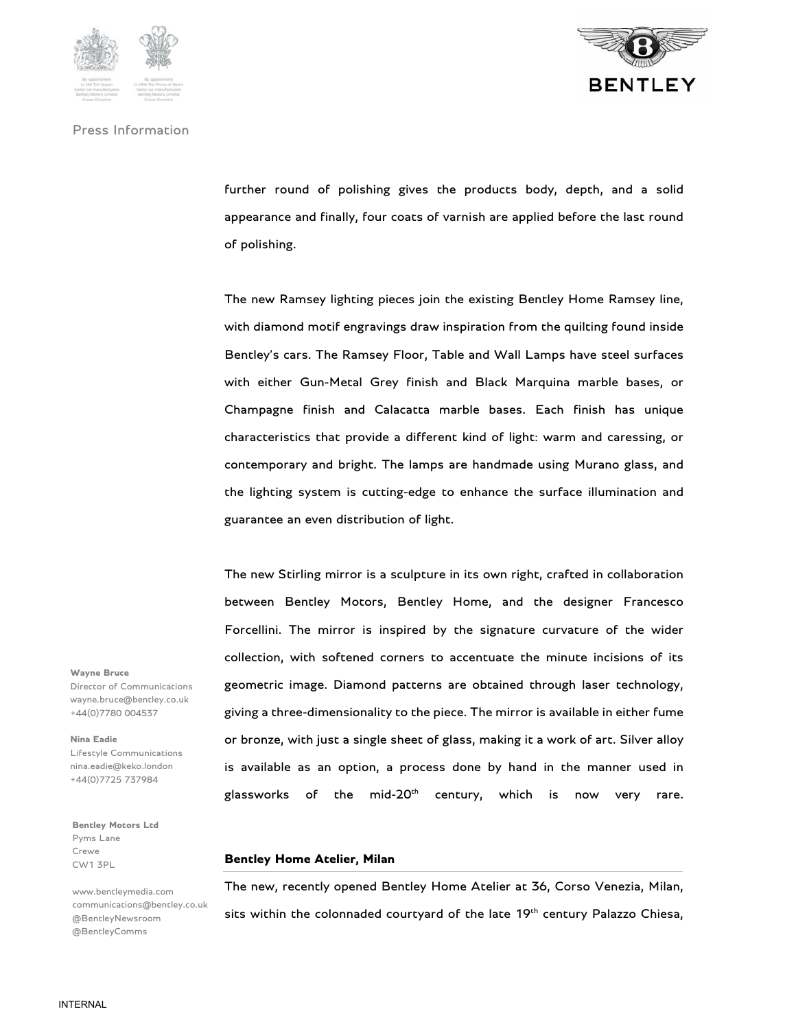further round of polishing gives the products body, depth, and a solid appearance and finally, four coats of varnish are applied before the last round of polishing.

The new Ramsey lighting pieces join the existing Bentley Home Ramsey line, with diamond motif engravings draw inspiration from the quilting found inside Bentley's cars. The Ramsey Floor, Table and Wall Lamps have steel surfaces with either Gun-Metal Grey finish and Black Marquina marble bases, or Champagne finish and Calacatta marble bases. Each finish has unique characteristics that provide a different kind of light: warm and caressing, or contemporary and bright. The lamps are handmade using Murano glass, and the lighting system is cutting-edge to enhance the surface illumination and guarantee an even distribution of light.

The new Stirling mirror is a sculpture in its own right, crafted in collaboration between Bentley Motors, Bentley Home, and the designer Francesco Forcellini. The mirror is inspired by the signature curvature of the wider collection, with softened corners to accentuate the minute incisions of its geometric image. Diamond patterns are obtained through laser technology, giving a three-dimensionality to the piece. The mirror is available in either fume or bronze, with just a single sheet of glass, making it a work of art. Silver alloy is available as an option, a process done by hand in the manner used in glassworks of the mid-20th century, which is now very rare.

**Bentley Home Atelier, Milan**

The new, recently opened Bentley Home Atelier at 36, Corso Venezia, Milan, sits within the colonnaded courtyard of the late 19th century Palazzo Chiesa,

**Wayne Bruce**
Director of Communications
wayne.bruce@bentley.co.uk
+44(0)7780 004537

**Nina Eadie**
Lifestyle Communications
nina.eadie@keko.london
+44(0)7725 737984

**Bentley Motors Ltd**
Pyms Lane
Crewe
CW1 3PL

www.bentleymedia.com
communications@bentley.co.uk
@BentleyNewsroom
@BentleyComms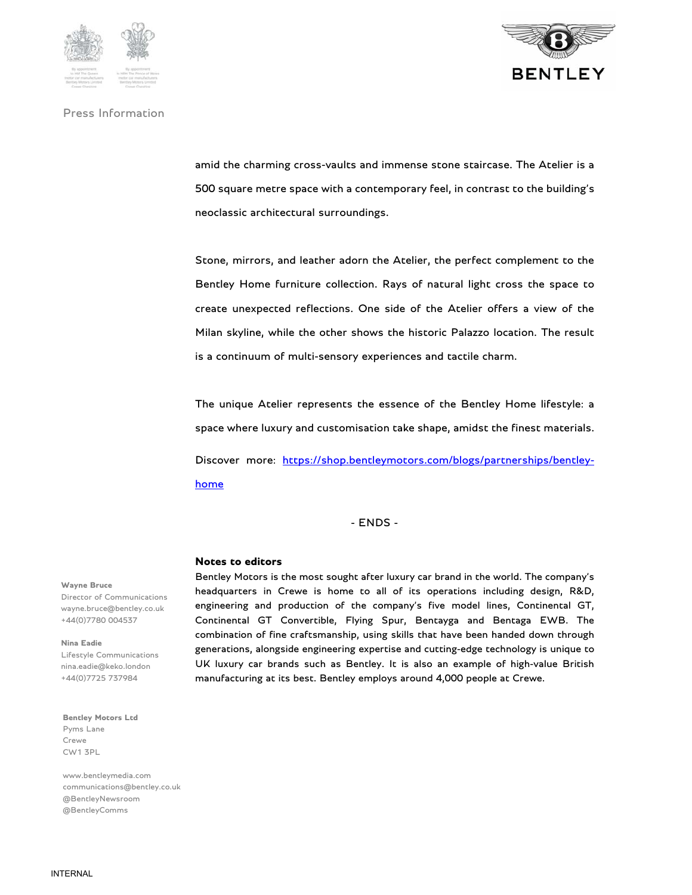amid the charming cross-vaults and immense stone staircase. The Atelier is a 500 square metre space with a contemporary feel, in contrast to the building's neoclassic architectural surroundings.

Stone, mirrors, and leather adorn the Atelier, the perfect complement to the Bentley Home furniture collection. Rays of natural light cross the space to create unexpected reflections. One side of the Atelier offers a view of the Milan skyline, while the other shows the historic Palazzo location. The result is a continuum of multi-sensory experiences and tactile charm.

The unique Atelier represents the essence of the Bentley Home lifestyle: a space where luxury and customisation take shape, amidst the finest materials.

Discover more: https://shop.bentleymotors.com/blogs/partnerships/bentley-home

- ENDS -

**Notes to editors**

Bentley Motors is the most sought after luxury car brand in the world. The company's headquarters in Crewe is home to all of its operations including design, R&D, engineering and production of the company's five model lines, Continental GT, Continental GT Convertible, Flying Spur, Bentayga and Bentaga EWB. The combination of fine craftsmanship, using skills that have been handed down through generations, alongside engineering expertise and cutting-edge technology is unique to UK luxury car brands such as Bentley. It is also an example of high-value British manufacturing at its best. Bentley employs around 4,000 people at Crewe.

**Wayne Bruce**
Director of Communications
wayne.bruce@bentley.co.uk
+44(0)7780 004537

**Nina Eadie**
Lifestyle Communications
nina.eadie@keko.london
+44(0)7725 737984

**Bentley Motors Ltd**
Pyms Lane
Crewe
CW1 3PL

www.bentleymedia.com
communications@bentley.co.uk
@BentleyNewsroom
@BentleyComms